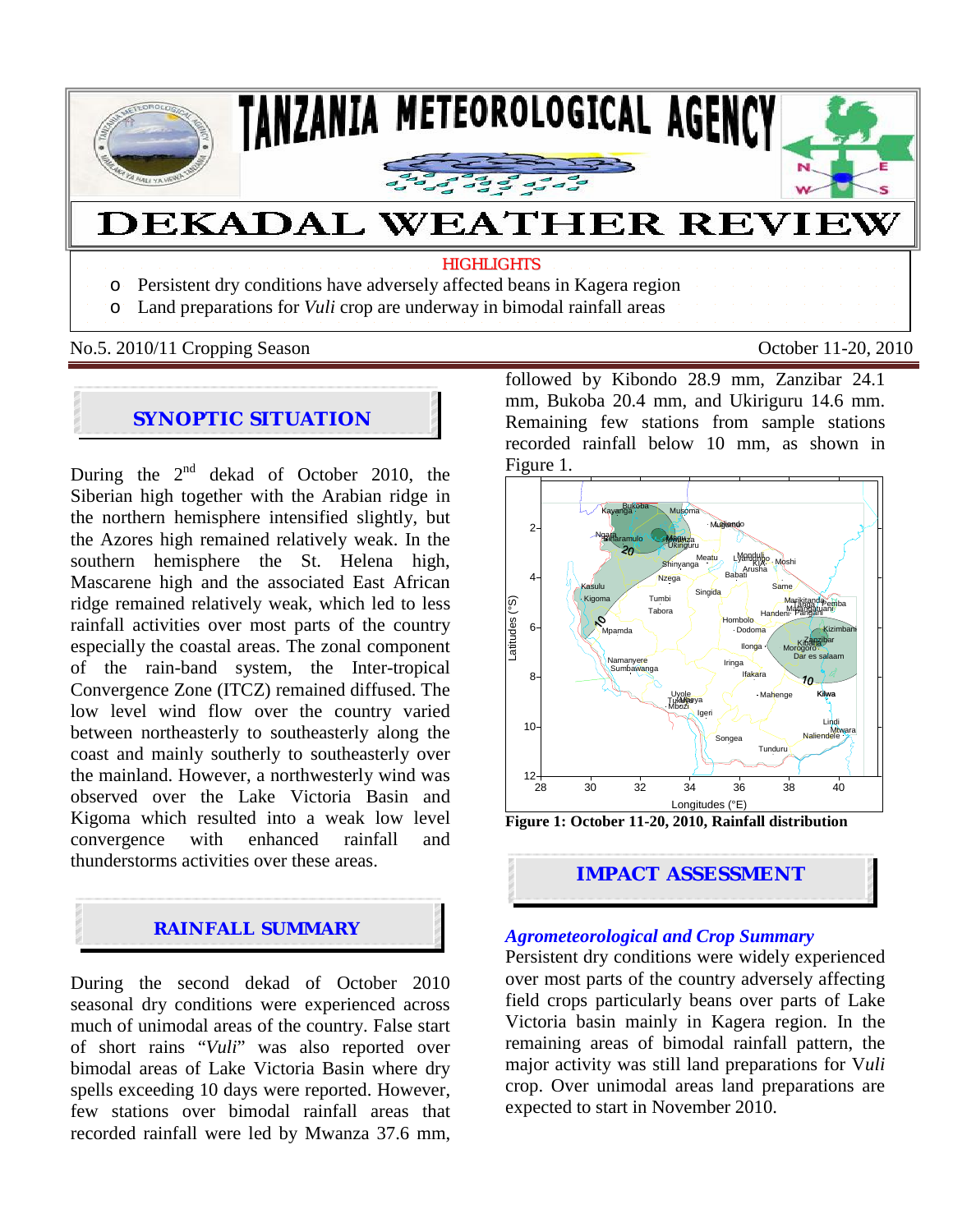# TANZANIA METEOROLOGICAL AGENCY

# DEKADAL WEATHER REVIEW

HIGHLIGHTS

- Persistent dry conditions have adversely affected beans in Kagera region
- Land preparations for *Vuli* crop are underway in bimodal rainfall areas

No.5. 2010/11 Cropping Season — October 11-20, 2010

## SYNOPTIC SITUATION

During the 2nd dekad of October 2010, the Siberian high together with the Arabian ridge in the northern hemisphere intensified slightly, but the Azores high remained relatively weak. In the southern hemisphere the St. Helena high, Mascarene high and the associated East African ridge remained relatively weak, which led to less rainfall activities over most parts of the country especially the coastal areas. The zonal component of the rain-band system, the Inter-tropical Convergence Zone (ITCZ) remained diffused. The low level wind flow over the country varied between northeasterly to southeasterly along the coast and mainly southerly to southeasterly over the mainland. However, a northwesterly wind was observed over the Lake Victoria Basin and Kigoma which resulted into a weak low level convergence with enhanced rainfall and thunderstorms activities over these areas.

## RAINFALL SUMMARY

During the second dekad of October 2010 seasonal dry conditions were experienced across much of unimodal areas of the country. False start of short rains "*Vuli*" was also reported over bimodal areas of Lake Victoria Basin where dry spells exceeding 10 days were reported. However, few stations over bimodal rainfall areas that recorded rainfall were led by Mwanza 37.6 mm, followed by Kibondo 28.9 mm, Zanzibar 24.1 mm, Bukoba 20.4 mm, and Ukiriguru 14.6 mm. Remaining few stations from sample stations recorded rainfall below 10 mm, as shown in Figure 1.

**Figure 1: October 11-20, 2010, Rainfall distribution**

## IMPACT ASSESSMENT

### *Agrometeorological and Crop Summary*

Persistent dry conditions were widely experienced over most parts of the country adversely affecting field crops particularly beans over parts of Lake Victoria basin mainly in Kagera region. In the remaining areas of bimodal rainfall pattern, the major activity was still land preparations for V*uli* crop. Over unimodal areas land preparations are expected to start in November 2010.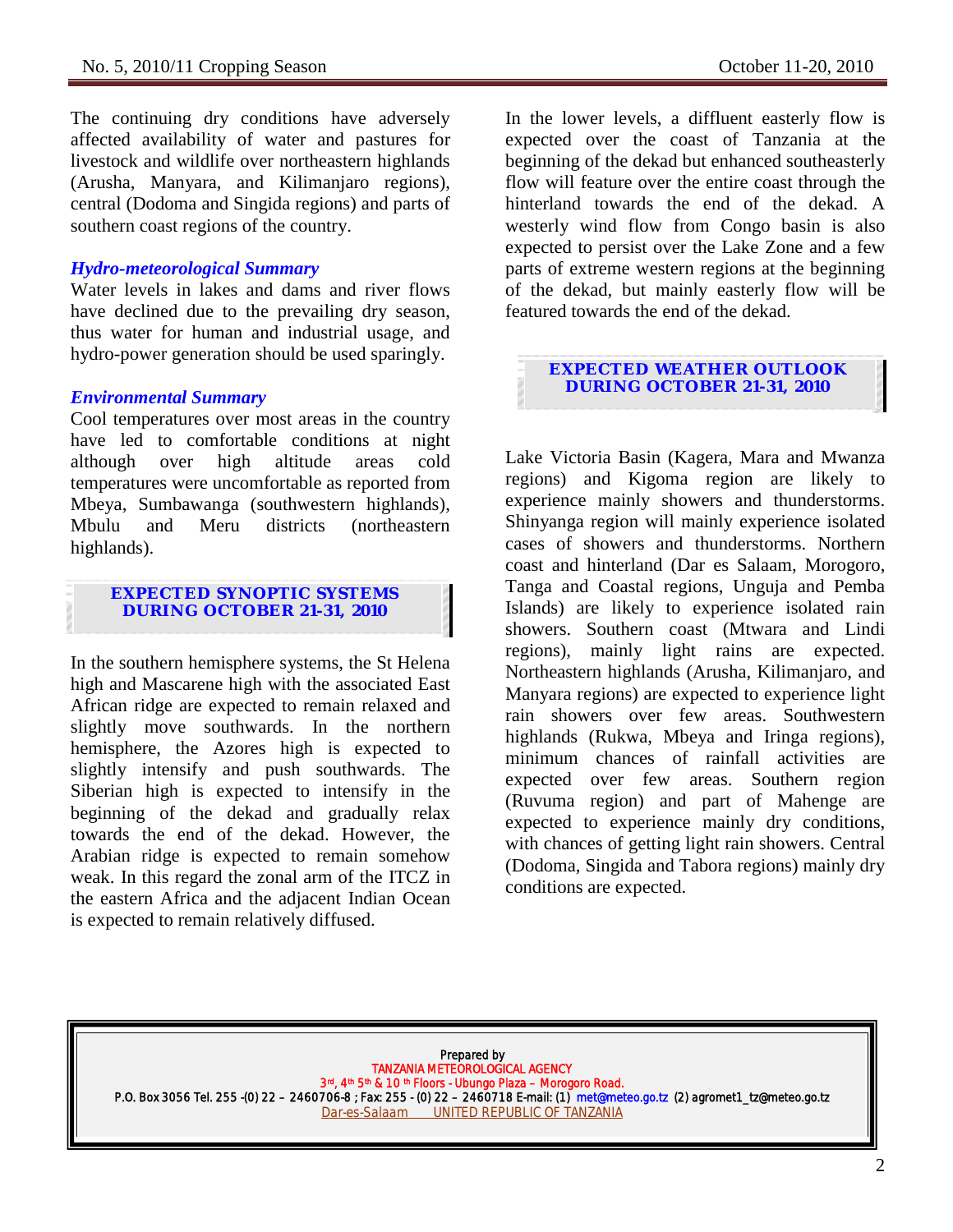The continuing dry conditions have adversely affected availability of water and pastures for livestock and wildlife over northeastern highlands (Arusha, Manyara, and Kilimanjaro regions), central (Dodoma and Singida regions) and parts of southern coast regions of the country.

### *Hydro-meteorological Summary*

Water levels in lakes and dams and river flows have declined due to the prevailing dry season, thus water for human and industrial usage, and hydro-power generation should be used sparingly.

### *Environmental Summary*

Cool temperatures over most areas in the country have led to comfortable conditions at night although over high altitude areas cold temperatures were uncomfortable as reported from Mbeya, Sumbawanga (southwestern highlands), Mbulu and Meru districts (northeastern highlands).

## EXPECTED SYNOPTIC SYSTEMS DURING OCTOBER 21-31, 2010

In the southern hemisphere systems, the St Helena high and Mascarene high with the associated East African ridge are expected to remain relaxed and slightly move southwards. In the northern hemisphere, the Azores high is expected to slightly intensify and push southwards. The Siberian high is expected to intensify in the beginning of the dekad and gradually relax towards the end of the dekad. However, the Arabian ridge is expected to remain somehow weak. In this regard the zonal arm of the ITCZ in the eastern Africa and the adjacent Indian Ocean is expected to remain relatively diffused.

In the lower levels, a diffluent easterly flow is expected over the coast of Tanzania at the beginning of the dekad but enhanced southeasterly flow will feature over the entire coast through the hinterland towards the end of the dekad. A westerly wind flow from Congo basin is also expected to persist over the Lake Zone and a few parts of extreme western regions at the beginning of the dekad, but mainly easterly flow will be featured towards the end of the dekad.

## EXPECTED WEATHER OUTLOOK DURING OCTOBER 21-31, 2010

Lake Victoria Basin (Kagera, Mara and Mwanza regions) and Kigoma region are likely to experience mainly showers and thunderstorms. Shinyanga region will mainly experience isolated cases of showers and thunderstorms. Northern coast and hinterland (Dar es Salaam, Morogoro, Tanga and Coastal regions, Unguja and Pemba Islands) are likely to experience isolated rain showers. Southern coast (Mtwara and Lindi regions), mainly light rains are expected. Northeastern highlands (Arusha, Kilimanjaro, and Manyara regions) are expected to experience light rain showers over few areas. Southwestern highlands (Rukwa, Mbeya and Iringa regions), minimum chances of rainfall activities are expected over few areas. Southern region (Ruvuma region) and part of Mahenge are expected to experience mainly dry conditions, with chances of getting light rain showers. Central (Dodoma, Singida and Tabora regions) mainly dry conditions are expected.

Prepared by
TANZANIA METEOROLOGICAL AGENCY
3rd, 4th 5th & 10 th Floors - Ubungo Plaza – Morogoro Road.
P.O. Box 3056 Tel. 255 -(0) 22 – 2460706-8 ; Fax: 255 - (0) 22 – 2460718 E-mail: (1) met@meteo.go.tz (2) agromet1_tz@meteo.go.tz
Dar-es-Salaam UNITED REPUBLIC OF TANZANIA